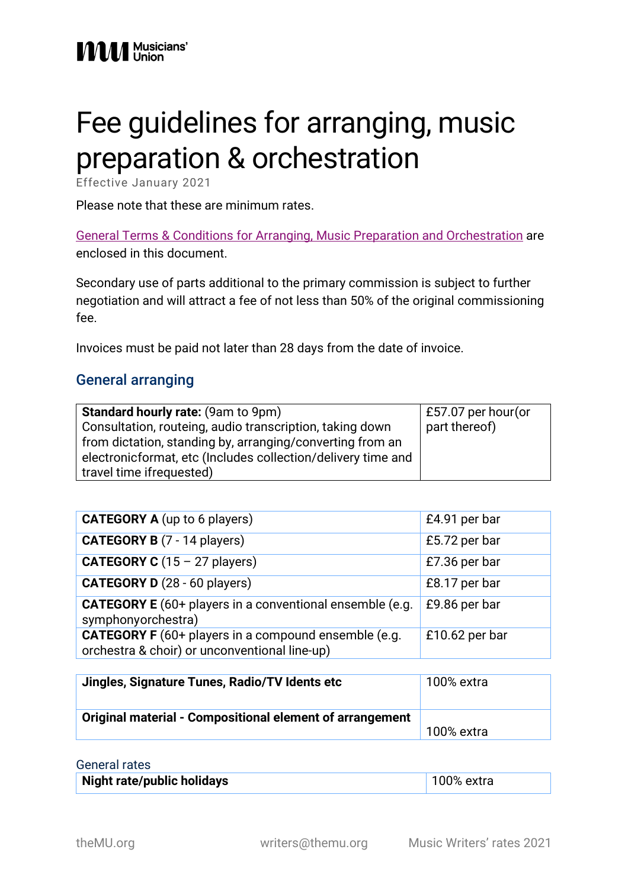Musicians' Union

# Fee guidelines for arranging, music preparation & orchestration

Effective January 2021

Please note that these are minimum rates.

General Terms & Conditions for Arranging, Music Preparation and Orchestration are enclosed in this document.

Secondary use of parts additional to the primary commission is subject to further negotiation and will attract a fee of not less than 50% of the original commissioning fee.

Invoices must be paid not later than 28 days from the date of invoice.

## General arranging

| | |
|---|---|
| **Standard hourly rate:** (9am to 9pm) Consultation, routeing, audio transcription, taking down from dictation, standing by, arranging/converting from an electronicformat, etc (Includes collection/delivery time and travel time ifrequested) | £57.07 per hour(or part thereof) |

| | |
|---|---|
| **CATEGORY A** (up to 6 players) | £4.91 per bar |
| **CATEGORY B** (7 - 14 players) | £5.72 per bar |
| **CATEGORY C** (15 – 27 players) | £7.36 per bar |
| **CATEGORY D** (28 - 60 players) | £8.17 per bar |
| **CATEGORY E** (60+ players in a conventional ensemble (e.g. symphonyorchestra) | £9.86 per bar |
| **CATEGORY F** (60+ players in a compound ensemble (e.g. orchestra & choir) or unconventional line-up) | £10.62 per bar |

| | |
|---|---|
| **Jingles, Signature Tunes, Radio/TV Idents etc** | 100% extra |
| **Original material - Compositional element of arrangement** | 100% extra |

### General rates

| | |
|---|---|
| **Night rate/public holidays** | 100% extra |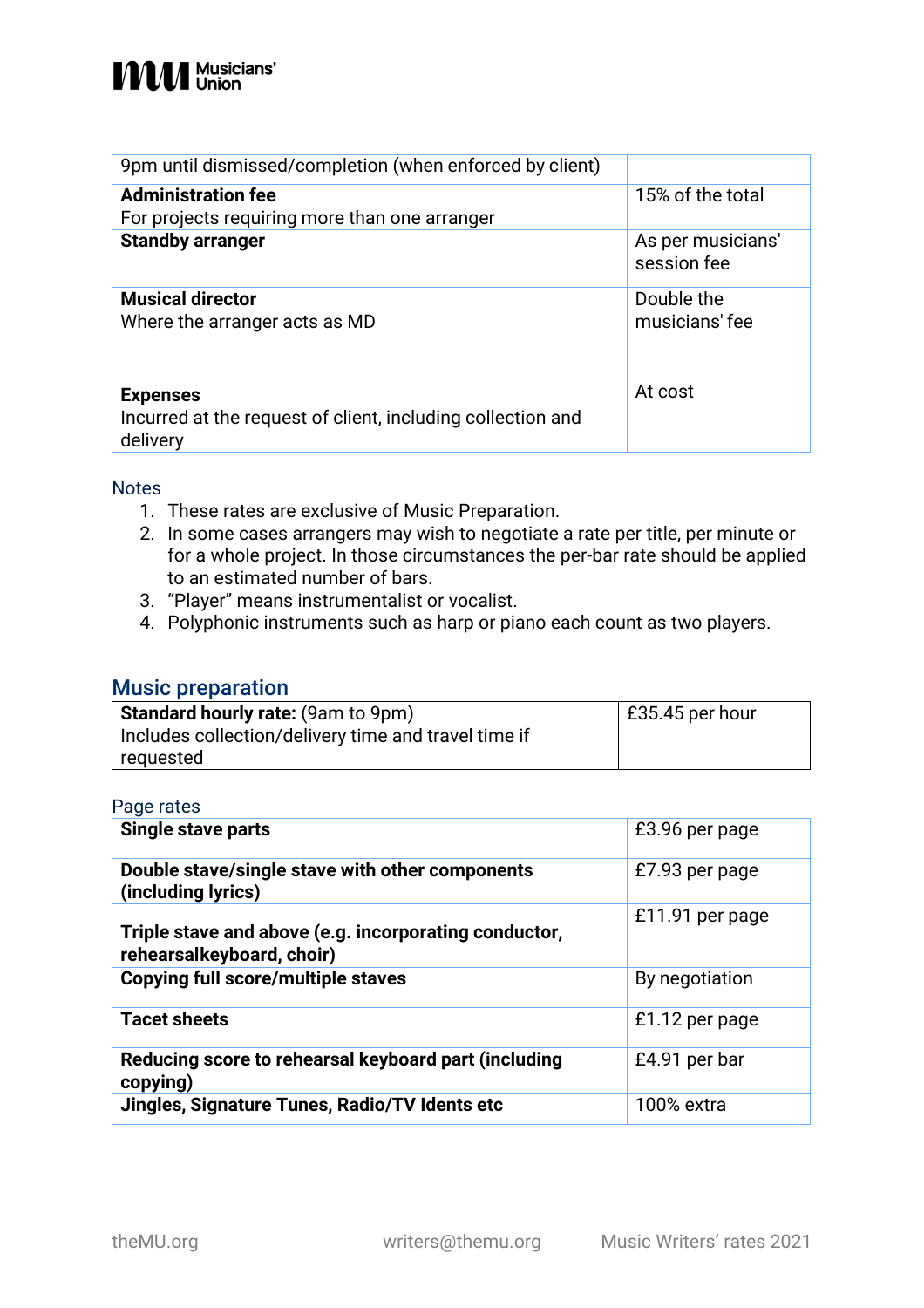| | |
|---|---|
| 9pm until dismissed/completion (when enforced by client) | |
| **Administration fee**<br>For projects requiring more than one arranger | 15% of the total |
| **Standby arranger** | As per musicians' session fee |
| **Musical director**<br>Where the arranger acts as MD | Double the musicians' fee |
| **Expenses**<br>Incurred at the request of client, including collection and delivery | At cost |

Notes

1. These rates are exclusive of Music Preparation.
2. In some cases arrangers may wish to negotiate a rate per title, per minute or for a whole project. In those circumstances the per-bar rate should be applied to an estimated number of bars.
3. "Player" means instrumentalist or vocalist.
4. Polyphonic instruments such as harp or piano each count as two players.

## Music preparation

| | |
|---|---|
| **Standard hourly rate:** (9am to 9pm)<br>Includes collection/delivery time and travel time if requested | £35.45 per hour |

Page rates

| | |
|---|---|
| **Single stave parts** | £3.96 per page |
| **Double stave/single stave with other components (including lyrics)** | £7.93 per page |
| **Triple stave and above (e.g. incorporating conductor, rehearsalkeyboard, choir)** | £11.91 per page |
| **Copying full score/multiple staves** | By negotiation |
| **Tacet sheets** | £1.12 per page |
| **Reducing score to rehearsal keyboard part (including copying)** | £4.91 per bar |
| **Jingles, Signature Tunes, Radio/TV Idents etc** | 100% extra |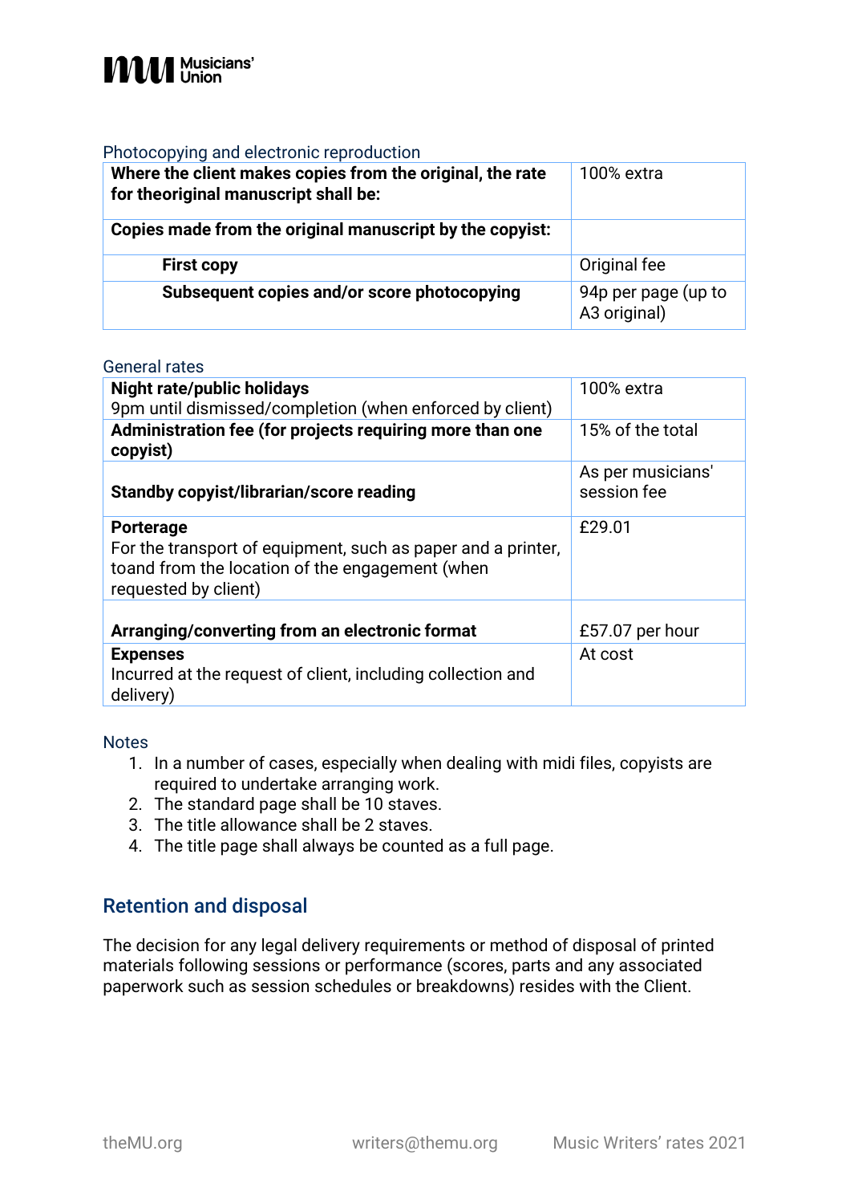### Photocopying and electronic reproduction

| | |
|---|---|
| **Where the client makes copies from the original, the rate for theoriginal manuscript shall be:** | 100% extra |
| **Copies made from the original manuscript by the copyist:** | |
| **First copy** | Original fee |
| **Subsequent copies and/or score photocopying** | 94p per page (up to A3 original) |

### General rates

| | |
|---|---|
| **Night rate/public holidays** 9pm until dismissed/completion (when enforced by client) | 100% extra |
| **Administration fee (for projects requiring more than one copyist)** | 15% of the total |
| **Standby copyist/librarian/score reading** | As per musicians' session fee |
| **Porterage** For the transport of equipment, such as paper and a printer, toand from the location of the engagement (when requested by client) | £29.01 |
| **Arranging/converting from an electronic format** | £57.07 per hour |
| **Expenses** Incurred at the request of client, including collection and delivery) | At cost |

### Notes

1. In a number of cases, especially when dealing with midi files, copyists are required to undertake arranging work.
2. The standard page shall be 10 staves.
3. The title allowance shall be 2 staves.
4. The title page shall always be counted as a full page.

## Retention and disposal

The decision for any legal delivery requirements or method of disposal of printed materials following sessions or performance (scores, parts and any associated paperwork such as session schedules or breakdowns) resides with the Client.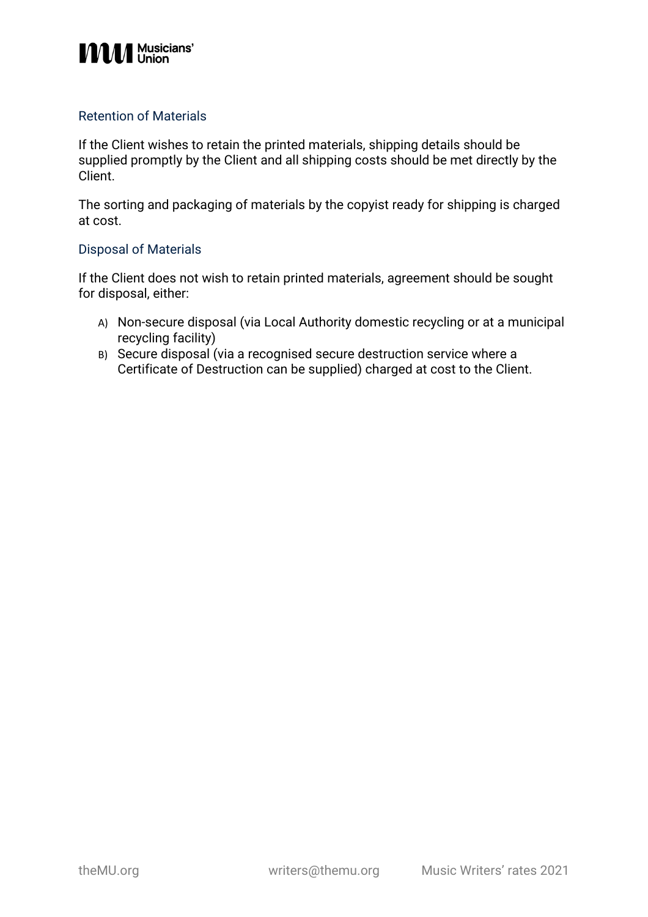### Retention of Materials

If the Client wishes to retain the printed materials, shipping details should be supplied promptly by the Client and all shipping costs should be met directly by the Client.

The sorting and packaging of materials by the copyist ready for shipping is charged at cost.

### Disposal of Materials

If the Client does not wish to retain printed materials, agreement should be sought for disposal, either:

A) Non-secure disposal (via Local Authority domestic recycling or at a municipal recycling facility)

B) Secure disposal (via a recognised secure destruction service where a Certificate of Destruction can be supplied) charged at cost to the Client.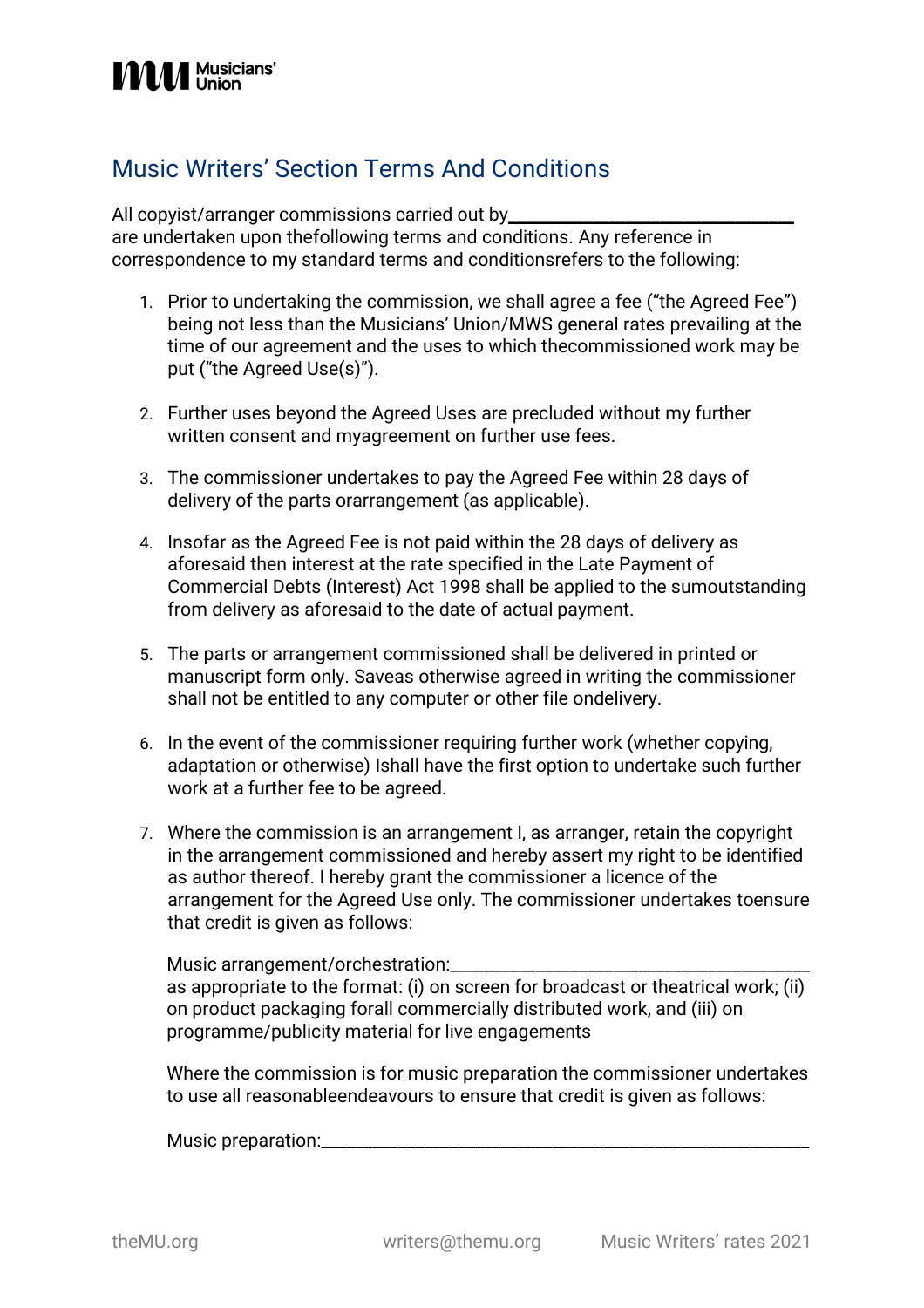# Music Writers' Section Terms And Conditions

All copyist/arranger commissions carried out by________________________________ are undertaken upon thefollowing terms and conditions. Any reference in correspondence to my standard terms and conditionsrefers to the following:

1. Prior to undertaking the commission, we shall agree a fee ("the Agreed Fee") being not less than the Musicians' Union/MWS general rates prevailing at the time of our agreement and the uses to which thecommissioned work may be put ("the Agreed Use(s)").

2. Further uses beyond the Agreed Uses are precluded without my further written consent and myagreement on further use fees.

3. The commissioner undertakes to pay the Agreed Fee within 28 days of delivery of the parts orarrangement (as applicable).

4. Insofar as the Agreed Fee is not paid within the 28 days of delivery as aforesaid then interest at the rate specified in the Late Payment of Commercial Debts (Interest) Act 1998 shall be applied to the sumoutstanding from delivery as aforesaid to the date of actual payment.

5. The parts or arrangement commissioned shall be delivered in printed or manuscript form only. Saveas otherwise agreed in writing the commissioner shall not be entitled to any computer or other file ondelivery.

6. In the event of the commissioner requiring further work (whether copying, adaptation or otherwise) Ishall have the first option to undertake such further work at a further fee to be agreed.

7. Where the commission is an arrangement I, as arranger, retain the copyright in the arrangement commissioned and hereby assert my right to be identified as author thereof. I hereby grant the commissioner a licence of the arrangement for the Agreed Use only. The commissioner undertakes toensure that credit is given as follows:

   Music arrangement/orchestration:________________________________________
   as appropriate to the format: (i) on screen for broadcast or theatrical work; (ii) on product packaging forall commercially distributed work, and (iii) on programme/publicity material for live engagements

   Where the commission is for music preparation the commissioner undertakes to use all reasonableendeavours to ensure that credit is given as follows:

   Music preparation:________________________________________________________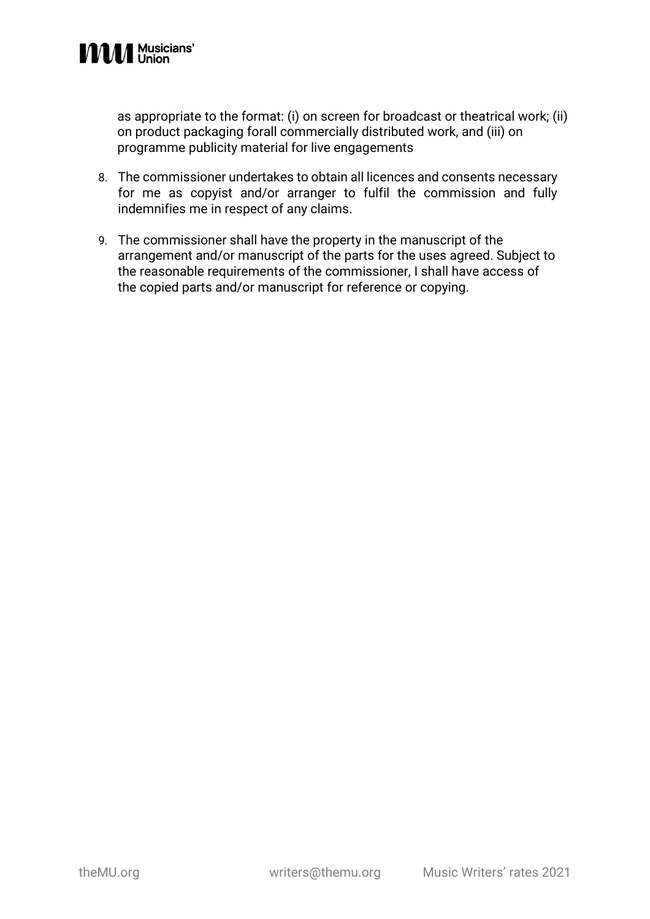as appropriate to the format: (i) on screen for broadcast or theatrical work; (ii) on product packaging forall commercially distributed work, and (iii) on programme publicity material for live engagements

8. The commissioner undertakes to obtain all licences and consents necessary for me as copyist and/or arranger to fulfil the commission and fully indemnifies me in respect of any claims.

9. The commissioner shall have the property in the manuscript of the arrangement and/or manuscript of the parts for the uses agreed. Subject to the reasonable requirements of the commissioner, I shall have access of the copied parts and/or manuscript for reference or copying.